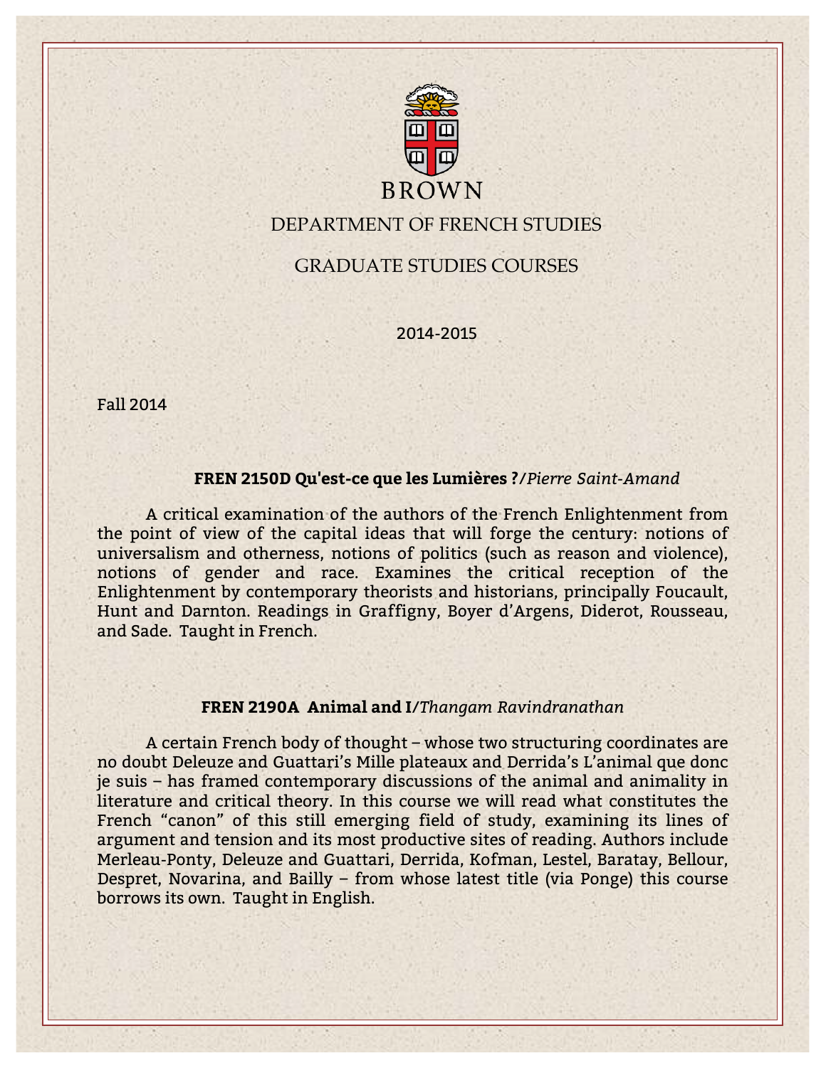BROWN

# DEPARTMENT OF FRENCH STUDIES

## GRADUATE STUDIES COURSES

2014-2015

Fall 2014

### FREN 2150D Qu'est-ce que les Lumières ?/*Pierre Saint-Amand*

A critical examination of the authors of the French Enlightenment from the point of view of the capital ideas that will forge the century: notions of universalism and otherness, notions of politics (such as reason and violence), notions of gender and race. Examines the critical reception of the Enlightenment by contemporary theorists and historians, principally Foucault, Hunt and Darnton. Readings in Graffigny, Boyer d'Argens, Diderot, Rousseau, and Sade. Taught in French.

### FREN 2190A Animal and I/*Thangam Ravindranathan*

A certain French body of thought – whose two structuring coordinates are no doubt Deleuze and Guattari's Mille plateaux and Derrida's L'animal que donc je suis – has framed contemporary discussions of the animal and animality in literature and critical theory. In this course we will read what constitutes the French "canon" of this still emerging field of study, examining its lines of argument and tension and its most productive sites of reading. Authors include Merleau-Ponty, Deleuze and Guattari, Derrida, Kofman, Lestel, Baratay, Bellour, Despret, Novarina, and Bailly – from whose latest title (via Ponge) this course borrows its own. Taught in English.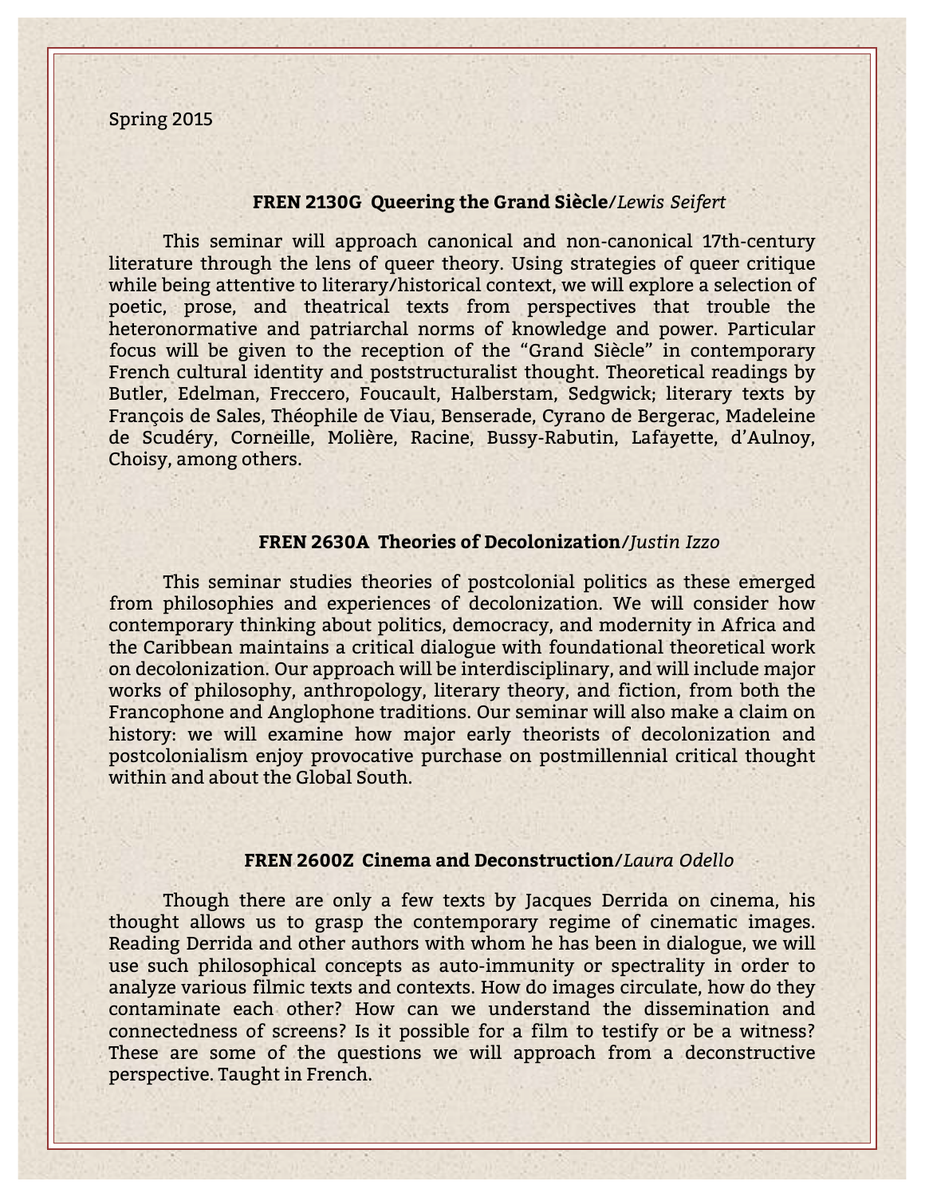Spring 2015

### **FREN 2130G Queering the Grand Siècle**/*Lewis Seifert*

This seminar will approach canonical and non-canonical 17th-century literature through the lens of queer theory. Using strategies of queer critique while being attentive to literary/historical context, we will explore a selection of poetic, prose, and theatrical texts from perspectives that trouble the heteronormative and patriarchal norms of knowledge and power. Particular focus will be given to the reception of the "Grand Siècle" in contemporary French cultural identity and poststructuralist thought. Theoretical readings by Butler, Edelman, Freccero, Foucault, Halberstam, Sedgwick; literary texts by François de Sales, Théophile de Viau, Benserade, Cyrano de Bergerac, Madeleine de Scudéry, Corneille, Molière, Racine, Bussy-Rabutin, Lafayette, d'Aulnoy, Choisy, among others.

### **FREN 2630A Theories of Decolonization**/*Justin Izzo*

This seminar studies theories of postcolonial politics as these emerged from philosophies and experiences of decolonization. We will consider how contemporary thinking about politics, democracy, and modernity in Africa and the Caribbean maintains a critical dialogue with foundational theoretical work on decolonization. Our approach will be interdisciplinary, and will include major works of philosophy, anthropology, literary theory, and fiction, from both the Francophone and Anglophone traditions. Our seminar will also make a claim on history: we will examine how major early theorists of decolonization and postcolonialism enjoy provocative purchase on postmillennial critical thought within and about the Global South.

### **FREN 2600Z Cinema and Deconstruction**/*Laura Odello*

Though there are only a few texts by Jacques Derrida on cinema, his thought allows us to grasp the contemporary regime of cinematic images. Reading Derrida and other authors with whom he has been in dialogue, we will use such philosophical concepts as auto-immunity or spectrality in order to analyze various filmic texts and contexts. How do images circulate, how do they contaminate each other? How can we understand the dissemination and connectedness of screens? Is it possible for a film to testify or be a witness? These are some of the questions we will approach from a deconstructive perspective. Taught in French.